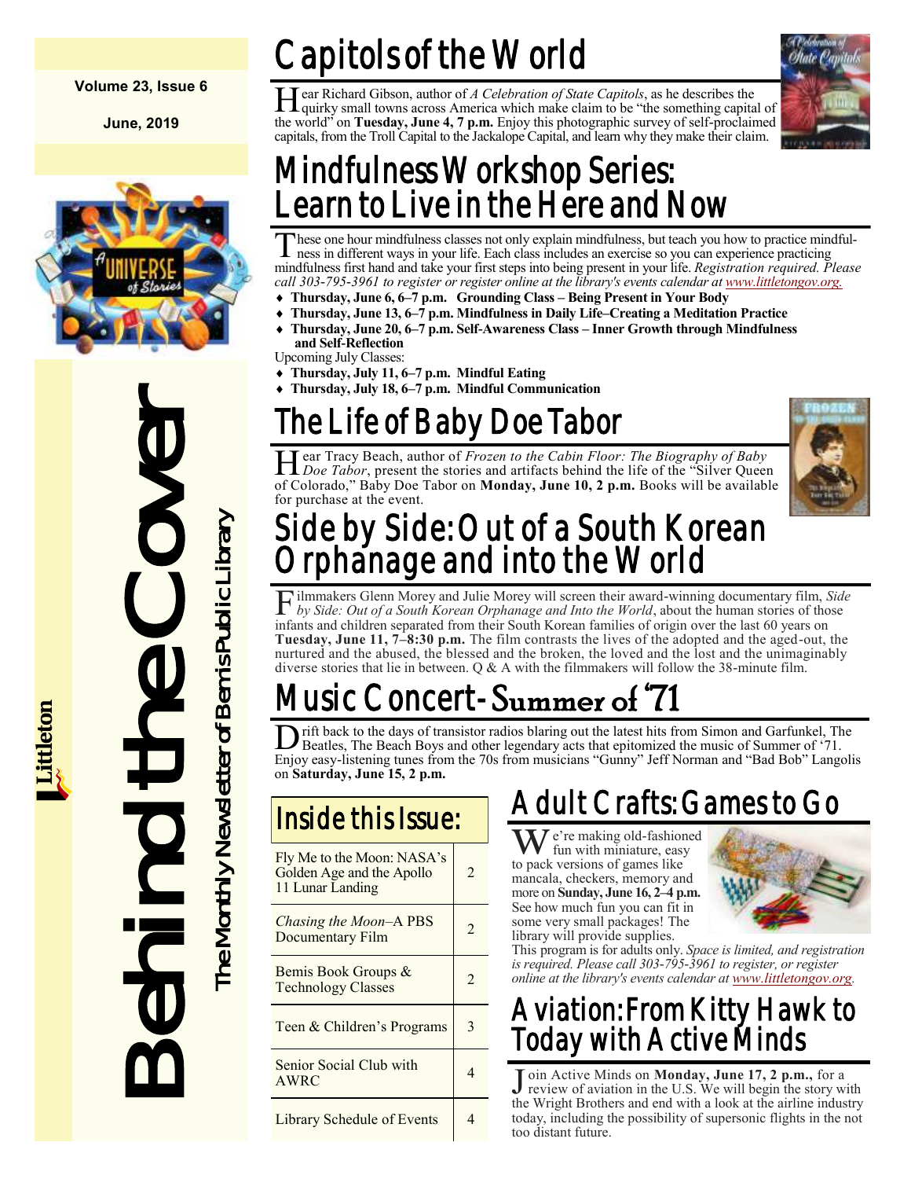Volume 23, Issue 6

June, 2019

# Behind the Cover

The Monthly Newsletter of Bemis Public Library

Littleton

# Capitols of the World

Hear Richard Gibson, author of *A Celebration of State Capitols*, as he describes the quirky small towns across America which make claim to be "the something capital of the world" on **Tuesday, June 4, 7 p.m.** Enjoy this photographic survey of self-proclaimed capitals, from the Troll Capital to the Jackalope Capital, and learn why they make their claim.

# Mindfulness Workshop Series: Learn to Live in the Here and Now

These one hour mindfulness classes not only explain mindfulness, but teach you how to practice mindfulness in different ways in your life. Each class includes an exercise so you can experience practicing mindfulness first hand and take your first steps into being present in your life. *Registration required. Please call 303-795-3961 to register or register online at the library's events calendar at www.littletongov.org.*

- **Thursday, June 6, 6–7 p.m. Grounding Class – Being Present in Your Body**
- **Thursday, June 13, 6–7 p.m. Mindfulness in Daily Life–Creating a Meditation Practice**
- **Thursday, June 20, 6–7 p.m. Self-Awareness Class – Inner Growth through Mindfulness and Self-Reflection**

Upcoming July Classes:

- **Thursday, July 11, 6–7 p.m. Mindful Eating**
- **Thursday, July 18, 6–7 p.m. Mindful Communication**

# The Life of Baby Doe Tabor

Hear Tracy Beach, author of *Frozen to the Cabin Floor: The Biography of Baby Doe Tabor*, present the stories and artifacts behind the life of the "Silver Queen of Colorado," Baby Doe Tabor on **Monday, June 10, 2 p.m.** Books will be available for purchase at the event.

# Side by Side: Out of a South Korean Orphanage and into the World

Filmmakers Glenn Morey and Julie Morey will screen their award-winning documentary film, *Side by Side: Out of a South Korean Orphanage and Into the World*, about the human stories of those infants and children separated from their South Korean families of origin over the last 60 years on **Tuesday, June 11, 7–8:30 p.m.** The film contrasts the lives of the adopted and the aged-out, the nurtured and the abused, the blessed and the broken, the loved and the lost and the unimaginably diverse stories that lie in between. Q & A with the filmmakers will follow the 38-minute film.

# Music Concert- Summer of '71

Drift back to the days of transistor radios blaring out the latest hits from Simon and Garfunkel, The Beatles, The Beach Boys and other legendary acts that epitomized the music of Summer of '71. Enjoy easy-listening tunes from the 70s from musicians "Gunny" Jeff Norman and "Bad Bob" Langolis on **Saturday, June 15, 2 p.m.**

## Inside this Issue:

| | |
|---|---|
| Fly Me to the Moon: NASA's Golden Age and the Apollo 11 Lunar Landing | 2 |
| *Chasing the Moon*–A PBS Documentary Film | 2 |
| Bemis Book Groups & Technology Classes | 2 |
| Teen & Children's Programs | 3 |
| Senior Social Club with AWRC | 4 |
| Library Schedule of Events | 4 |

# Adult Crafts: Games to Go

We're making old-fashioned fun with miniature, easy to pack versions of games like mancala, checkers, memory and more on **Sunday, June 16, 2–4 p.m.** See how much fun you can fit in some very small packages! The library will provide supplies.

This program is for adults only. *Space is limited, and registration is required. Please call 303-795-3961 to register, or register online at the library's events calendar at www.littletongov.org.*

# Aviation: From Kitty Hawk to Today with Active Minds

Join Active Minds on **Monday, June 17, 2 p.m.,** for a review of aviation in the U.S. We will begin the story with the Wright Brothers and end with a look at the airline industry today, including the possibility of supersonic flights in the not too distant future.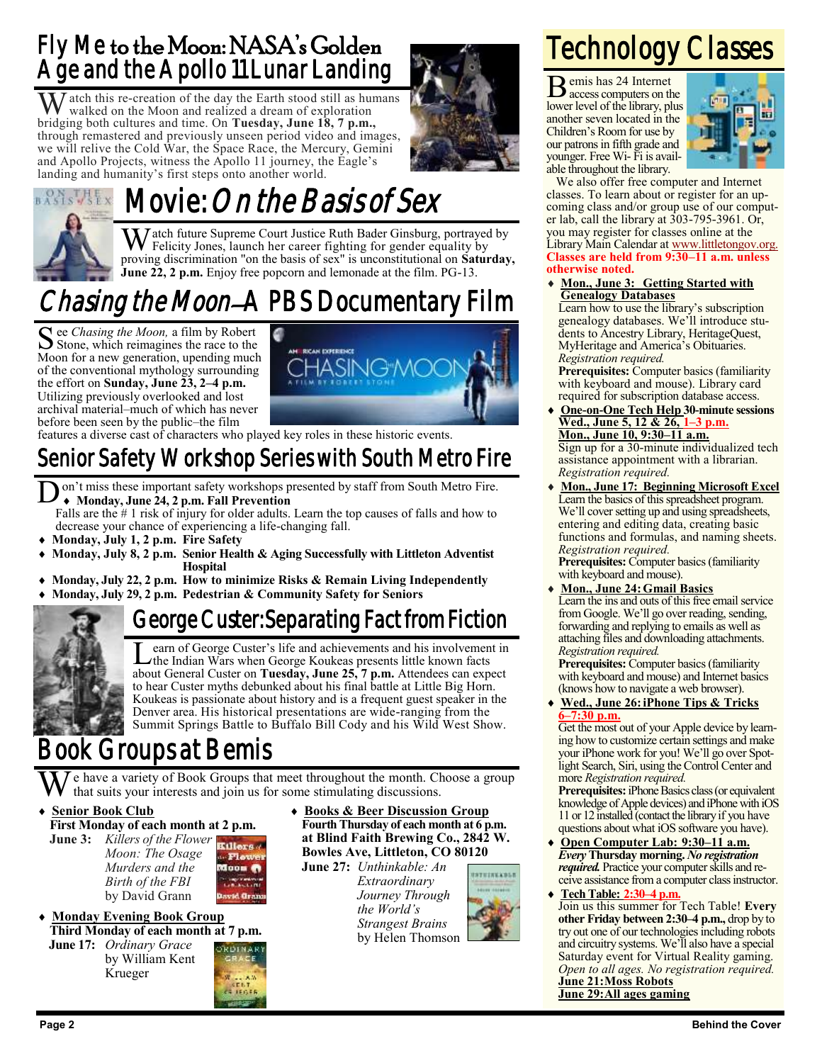# Fly Me to the Moon: NASA's Golden Age and the Apollo 11 Lunar Landing

Watch this re-creation of the day the Earth stood still as humans walked on the Moon and realized a dream of exploration bridging both cultures and time. On **Tuesday, June 18, 7 p.m.,** through remastered and previously unseen period video and images, we will relive the Cold War, the Space Race, the Mercury, Gemini and Apollo Projects, witness the Apollo 11 journey, the Eagle's landing and humanity's first steps onto another world.

# Movie: *On the Basis of Sex*

Watch future Supreme Court Justice Ruth Bader Ginsburg, portrayed by Felicity Jones, launch her career fighting for gender equality by proving discrimination "on the basis of sex" is unconstitutional on **Saturday, June 22, 2 p.m.** Enjoy free popcorn and lemonade at the film. PG-13.

# *Chasing the Moon*—A PBS Documentary Film

See *Chasing the Moon,* a film by Robert Stone, which reimagines the race to the Moon for a new generation, upending much of the conventional mythology surrounding the effort on **Sunday, June 23, 2–4 p.m.** Utilizing previously overlooked and lost archival material–much of which has never before been seen by the public–the film features a diverse cast of characters who played key roles in these historic events.

# Senior Safety Workshop Series with South Metro Fire

Don't miss these important safety workshops presented by staff from South Metro Fire.

- **Monday, June 24, 2 p.m. Fall Prevention**
  Falls are the # 1 risk of injury for older adults. Learn the top causes of falls and how to decrease your chance of experiencing a life-changing fall.
- **Monday, July 1, 2 p.m. Fire Safety**
- **Monday, July 8, 2 p.m. Senior Health & Aging Successfully with Littleton Adventist Hospital**
- **Monday, July 22, 2 p.m. How to minimize Risks & Remain Living Independently**
- **Monday, July 29, 2 p.m. Pedestrian & Community Safety for Seniors**

# George Custer: Separating Fact from Fiction

Learn of George Custer's life and achievements and his involvement in the Indian Wars when George Koukeas presents little known facts about General Custer on **Tuesday, June 25, 7 p.m.** Attendees can expect to hear Custer myths debunked about his final battle at Little Big Horn. Koukeas is passionate about history and is a frequent guest speaker in the Denver area. His historical presentations are wide-ranging from the Summit Springs Battle to Buffalo Bill Cody and his Wild West Show.

# Book Groups at Bemis

We have a variety of Book Groups that meet throughout the month. Choose a group that suits your interests and join us for some stimulating discussions.

- **Senior Book Club**
  **First Monday of each month at 2 p.m.**
  **June 3:** *Killers of the Flower Moon: The Osage Murders and the Birth of the FBI* by David Grann
- **Monday Evening Book Group**
  **Third Monday of each month at 7 p.m.**
  **June 17:** *Ordinary Grace* by William Kent Krueger
- **Books & Beer Discussion Group**
  **Fourth Thursday of each month at 6 p.m. at Blind Faith Brewing Co., 2842 W. Bowles Ave, Littleton, CO 80120**
  **June 27:** *Unthinkable: An Extraordinary Journey Through the World's Strangest Brains* by Helen Thomson

# Technology Classes

Bemis has 24 Internet access computers on the lower level of the library, plus another seven located in the Children's Room for use by our patrons in fifth grade and younger. Free Wi- Fi is available throughout the library.

We also offer free computer and Internet classes. To learn about or register for an upcoming class and/or group use of our computer lab, call the library at 303-795-3961. Or, you may register for classes online at the Library Main Calendar at www.littletongov.org. **Classes are held from 9:30–11 a.m. unless otherwise noted.**

- **Mon., June 3: Getting Started with Genealogy Databases**
  Learn how to use the library's subscription genealogy databases. We'll introduce students to Ancestry Library, HeritageQuest, MyHeritage and America's Obituaries. *Registration required.*
  **Prerequisites:** Computer basics (familiarity with keyboard and mouse). Library card required for subscription database access.
- **One-on-One Tech Help 30-minute sessions Wed., June 5, 12 & 26, 1–3 p.m. Mon., June 10, 9:30–11 a.m.**
  Sign up for a 30-minute individualized tech assistance appointment with a librarian. *Registration required.*
- **Mon., June 17: Beginning Microsoft Excel**
  Learn the basics of this spreadsheet program. We'll cover setting up and using spreadsheets, entering and editing data, creating basic functions and formulas, and naming sheets. *Registration required.*
  **Prerequisites:** Computer basics (familiarity with keyboard and mouse).
- **Mon., June 24: Gmail Basics**
  Learn the ins and outs of this free email service from Google. We'll go over reading, sending, forwarding and replying to emails as well as attaching files and downloading attachments. *Registration required.*
  **Prerequisites:** Computer basics (familiarity with keyboard and mouse) and Internet basics (knows how to navigate a web browser).
- **Wed., June 26: iPhone Tips & Tricks 6–7:30 p.m.**
  Get the most out of your Apple device by learning how to customize certain settings and make your iPhone work for you! We'll go over Spotlight Search, Siri, using the Control Center and more *Registration required.*
  **Prerequisites:** iPhone Basics class (or equivalent knowledge of Apple devices) and iPhone with iOS 11 or 12 installed (contact the library if you have questions about what iOS software you have).
- **Open Computer Lab: 9:30–11 a.m.**
  ***Every*** **Thursday morning.** ***No registration required.*** Practice your computer skills and receive assistance from a computer class instructor.
- **Tech Table: 2:30–4 p.m.**
  Join us this summer for Tech Table! **Every other Friday between 2:30–4 p.m.,** drop by to try out one of our technologies including robots and circuitry systems. We'll also have a special Saturday event for Virtual Reality gaming. *Open to all ages. No registration required.*
  **June 21: Moss Robots**
  **June 29: All ages gaming**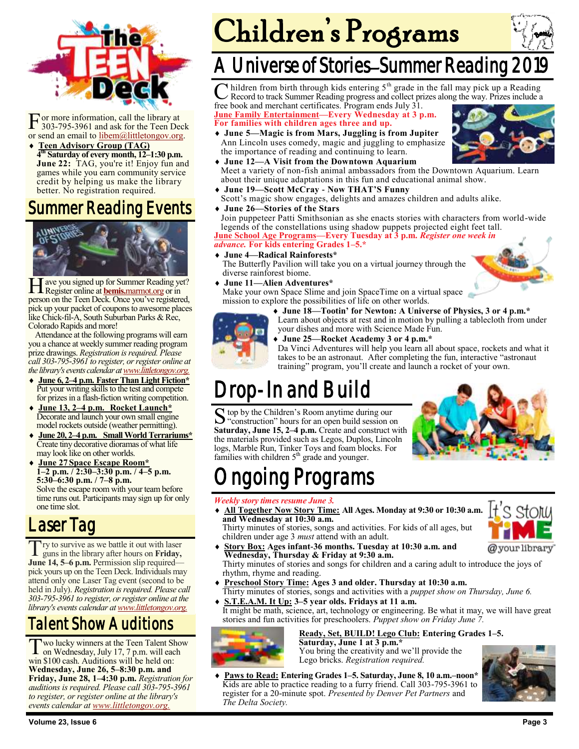# The Teen Deck

For more information, call the library at 303-795-3961 and ask for the Teen Deck or send an email to libem@littletongov.org.

- **Teen Advisory Group (TAG)**
  **4th Saturday of every month, 12–1:30 p.m.**
  **June 22:** TAG, you're it! Enjoy fun and games while you earn community service credit by helping us make the library better. No registration required.

## Summer Reading Events

Have you signed up for Summer Reading yet? Register online at **bemis.**marmot.org or in person on the Teen Deck. Once you've registered, pick up your packet of coupons to awesome places like Chick-fil-A, South Suburban Parks & Rec, Colorado Rapids and more!

Attendance at the following programs will earn you a chance at weekly summer reading program prize drawings. *Registration is required. Please call 303-795-3961 to register, or register online at the library's events calendar at www.littletongov.org.*

- **June 6, 2–4 p.m. Faster Than Light Fiction***
  Put your writing skills to the test and compete for prizes in a flash-fiction writing competition.
- **June 13, 2–4 p.m. Rocket Launch***
  Decorate and launch your own small engine model rockets outside (weather permitting).
- **June 20, 2–4 p.m. Small World Terrariums***
  Create tiny decorative dioramas of what life may look like on other worlds.
- **June 27 Space Escape Room***
  **1–2 p.m. / 2:30–3:30 p.m. / 4–5 p.m. 5:30–6:30 p.m. / 7–8 p.m.**
  Solve the escape room with your team before time runs out. Participants may sign up for only one time slot.

## Laser Tag

Try to survive as we battle it out with laser guns in the library after hours on **Friday, June 14, 5–6 p.m.** Permission slip required—pick yours up on the Teen Deck. Individuals may attend only one Laser Tag event (second to be held in July). *Registration is required. Please call 303-795-3961 to register, or register online at the library's events calendar at www.littletongov.org.*

## Talent Show Auditions

Two lucky winners at the Teen Talent Show on Wednesday, July 17, 7 p.m. will each win $100 cash. Auditions will be held on: **Wednesday, June 26, 5–8:30 p.m. and Friday, June 28, 1–4:30 p.m.** *Registration for auditions is required. Please call 303-795-3961 to register, or register online at the library's events calendar at www.littletongov.org.*

# Children's Programs

## A Universe of Stories—Summer Reading 2019

Children from birth through kids entering 5th grade in the fall may pick up a Reading Record to track Summer Reading progress and collect prizes along the way. Prizes include a free book and merchant certificates. Program ends July 31.

**June Family Entertainment—Every Wednesday at 3 p.m. For families with children ages three and up.**

- **June 5—Magic is from Mars, Juggling is from Jupiter**
  Ann Lincoln uses comedy, magic and juggling to emphasize the importance of reading and continuing to learn.
- **June 12—A Visit from the Downtown Aquarium**
  Meet a variety of non-fish animal ambassadors from the Downtown Aquarium. Learn about their unique adaptations in this fun and educational animal show.
- **June 19—Scott McCray - Now THAT'S Funny**
  Scott's magic show engages, delights and amazes children and adults alike.
- **June 26—Stories of the Stars**
  Join puppeteer Patti Smithsonian as she enacts stories with characters from world-wide legends of the constellations using shadow puppets projected eight feet tall.

**June School Age Programs—Every Tuesday at 3 p.m.** ***Register one week in advance.*** **For kids entering Grades 1–5.***

- **June 4—Radical Rainforests***
  The Butterfly Pavilion will take you on a virtual journey through the diverse rainforest biome.
- **June 11—Alien Adventures***
  Make your own Space Slime and join SpaceTime on a virtual space mission to explore the possibilities of life on other worlds.
- **June 18—Tootin' for Newton: A Universe of Physics, 3 or 4 p.m.***
  Learn about objects at rest and in motion by pulling a tablecloth from under your dishes and more with Science Made Fun.
- **June 25—Rocket Academy 3 or 4 p.m.***
  Da Vinci Adventures will help you learn all about space, rockets and what it takes to be an astronaut. After completing the fun, interactive "astronaut training" program, you'll create and launch a rocket of your own.

## Drop-In and Build

Stop by the Children's Room anytime during our "construction" hours for an open build session on **Saturday, June 15, 2–4 p.m.** Create and construct with the materials provided such as Legos, Duplos, Lincoln logs, Marble Run, Tinker Toys and foam blocks. For families with children 5th grade and younger.

## Ongoing Programs

***Weekly story times resume June 3.***

- **All Together Now Story Time: All Ages. Monday at 9:30 or 10:30 a.m. and Wednesday at 10:30 a.m.**
  Thirty minutes of stories, songs and activities. For kids of all ages, but children under age 3 *must* attend with an adult.
- **Story Box: Ages infant-36 months. Tuesday at 10:30 a.m. and Wednesday, Thursday & Friday at 9:30 a.m.**
  Thirty minutes of stories and songs for children and a caring adult to introduce the joys of rhythm, rhyme and reading.
- **Preschool Story Time: Ages 3 and older. Thursday at 10:30 a.m.**
  Thirty minutes of stories, songs and activities with a *puppet show on Thursday, June 6.*
- **S.T.E.A.M. It Up: 3–5 year olds. Fridays at 11 a.m.**
  It might be math, science, art, technology or engineering. Be what it may, we will have great stories and fun activities for preschoolers. *Puppet show on Friday June 7.*

**Ready, Set, BUILD! Lego Club: Entering Grades 1–5. Saturday, June 1 at 3 p.m.***
You bring the creativity and we'll provide the Lego bricks. *Registration required.*

- **Paws to Read: Entering Grades 1–5. Saturday, June 8, 10 a.m.–noon***
  Kids are able to practice reading to a furry friend. Call 303-795-3961 to register for a 20-minute spot. *Presented by Denver Pet Partners and The Delta Society.*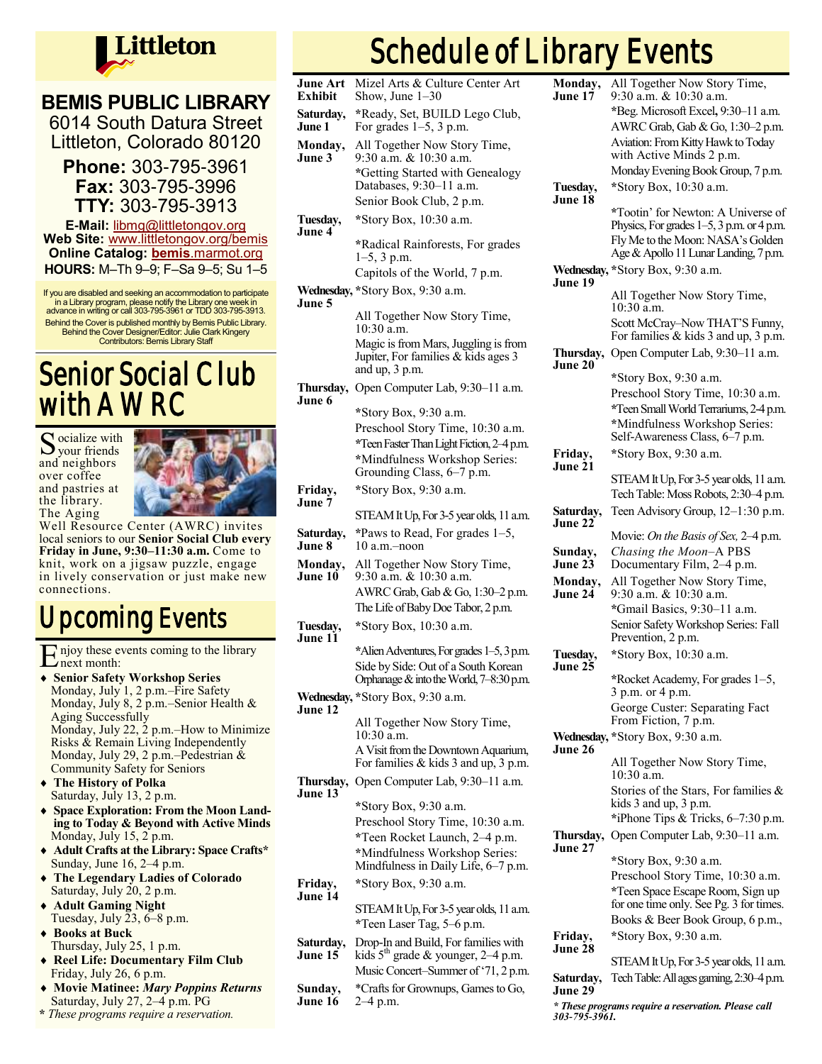# Littleton

## BEMIS PUBLIC LIBRARY

6014 South Datura Street
Littleton, Colorado 80120

**Phone:** 303-795-3961
**Fax:** 303-795-3996
**TTY:** 303-795-3913

**E-Mail:** libmg@littletongov.org
**Web Site:** www.littletongov.org/bemis
**Online Catalog:** **bemis**.marmot.org
**HOURS:** M–Th 9–9; F–Sa 9–5; Su 1–5

If you are disabled and seeking an accommodation to participate in a Library program, please notify the Library one week in advance in writing or call 303-795-3961 or TDD 303-795-3913.

Behind the Cover is published monthly by Bemis Public Library.
Behind the Cover Designer/Editor: Julie Clark Kingery
Contributors: Bemis Library Staff

## Senior Social Club with AWRC

Socialize with your friends and neighbors over coffee and pastries at the library. The Aging Well Resource Center (AWRC) invites local seniors to our **Senior Social Club every Friday in June, 9:30–11:30 a.m.** Come to knit, work on a jigsaw puzzle, engage in lively conservation or just make new connections.

## Upcoming Events

Enjoy these events coming to the library next month:

- **Senior Safety Workshop Series**
  Monday, July 1, 2 p.m.–Fire Safety
  Monday, July 8, 2 p.m.–Senior Health & Aging Successfully
  Monday, July 22, 2 p.m.–How to Minimize Risks & Remain Living Independently
  Monday, July 29, 2 p.m.–Pedestrian & Community Safety for Seniors
- **The History of Polka**
  Saturday, July 13, 2 p.m.
- **Space Exploration: From the Moon Landing to Today & Beyond with Active Minds**
  Monday, July 15, 2 p.m.
- **Adult Crafts at the Library: Space Crafts***
  Sunday, June 16, 2–4 p.m.
- **The Legendary Ladies of Colorado**
  Saturday, July 20, 2 p.m.
- **Adult Gaming Night**
  Tuesday, July 23, 6–8 p.m.
- **Books at Buck**
  Thursday, July 25, 1 p.m.
- **Reel Life: Documentary Film Club**
  Friday, July 26, 6 p.m.
- **Movie Matinee:** ***Mary Poppins Returns***
  Saturday, July 27, 2–4 p.m. PG

*\* These programs require a reservation.*

# Schedule of Library Events

**June Art Exhibit**
Mizel Arts & Culture Center Art Show, June 1–30

**Saturday, June 1**
*Ready, Set, BUILD Lego Club, For grades 1–5, 3 p.m.

**Monday, June 3**
All Together Now Story Time, 9:30 a.m. & 10:30 a.m.
*Getting Started with Genealogy Databases, 9:30–11 a.m.
Senior Book Club, 2 p.m.

**Tuesday, June 4**
*Story Box, 10:30 a.m.
*Radical Rainforests, For grades 1–5, 3 p.m.
Capitols of the World, 7 p.m.

**Wednesday, June 5**
*Story Box, 9:30 a.m.
All Together Now Story Time, 10:30 a.m.
Magic is from Mars, Juggling is from Jupiter, For families & kids ages 3 and up, 3 p.m.

**Thursday, June 6**
Open Computer Lab, 9:30–11 a.m.
*Story Box, 9:30 a.m.
Preschool Story Time, 10:30 a.m.
*Teen Faster Than Light Fiction, 2–4 p.m.
*Mindfulness Workshop Series: Grounding Class, 6–7 p.m.

**Friday, June 7**
*Story Box, 9:30 a.m.
STEAM It Up, For 3-5 year olds, 11 a.m.

**Saturday, June 8**
*Paws to Read, For grades 1–5, 10 a.m.–noon

**Monday, June 10**
All Together Now Story Time, 9:30 a.m. & 10:30 a.m.
AWRC Grab, Gab & Go, 1:30–2 p.m.
The Life of Baby Doe Tabor, 2 p.m.

**Tuesday, June 11**
*Story Box, 10:30 a.m.
*Alien Adventures, For grades 1–5, 3 p.m.
Side by Side: Out of a South Korean Orphanage & into the World, 7–8:30 p.m.

**Wednesday, June 12**
*Story Box, 9:30 a.m.
All Together Now Story Time, 10:30 a.m.
A Visit from the Downtown Aquarium, For families & kids 3 and up, 3 p.m.

**Thursday, June 13**
Open Computer Lab, 9:30–11 a.m.
*Story Box, 9:30 a.m.
Preschool Story Time, 10:30 a.m.
*Teen Rocket Launch, 2–4 p.m.
*Mindfulness Workshop Series: Mindfulness in Daily Life, 6–7 p.m.

**Friday, June 14**
*Story Box, 9:30 a.m.
STEAM It Up, For 3-5 year olds, 11 a.m.
*Teen Laser Tag, 5–6 p.m.

**Saturday, June 15**
Drop-In and Build, For families with kids 5th grade & younger, 2–4 p.m.
Music Concert–Summer of '71, 2 p.m.

**Sunday, June 16**
*Crafts for Grownups, Games to Go, 2–4 p.m.

**Monday, June 17**
All Together Now Story Time, 9:30 a.m. & 10:30 a.m.
*Beg. Microsoft Excel, 9:30–11 a.m.
AWRC Grab, Gab & Go, 1:30–2 p.m.
Aviation: From Kitty Hawk to Today with Active Minds 2 p.m.
Monday Evening Book Group, 7 p.m.

**Tuesday, June 18**
*Story Box, 10:30 a.m.
*Tootin' for Newton: A Universe of Physics, For grades 1–5, 3 p.m. or 4 p.m.
Fly Me to the Moon: NASA's Golden Age & Apollo 11 Lunar Landing, 7 p.m.

**Wednesday, June 19**
*Story Box, 9:30 a.m.
All Together Now Story Time, 10:30 a.m.
Scott McCray–Now THAT'S Funny, For families & kids 3 and up, 3 p.m.

**Thursday, June 20**
Open Computer Lab, 9:30–11 a.m.
*Story Box, 9:30 a.m.
Preschool Story Time, 10:30 a.m.
*Teen Small World Terrariums, 2-4 p.m.
*Mindfulness Workshop Series: Self-Awareness Class, 6–7 p.m.

**Friday, June 21**
*Story Box, 9:30 a.m.
STEAM It Up, For 3-5 year olds, 11 a.m.
Tech Table: Moss Robots, 2:30–4 p.m.

**Saturday, June 22**
Teen Advisory Group, 12–1:30 p.m.
Movie: *On the Basis of Sex,* 2–4 p.m.

**Sunday, June 23**
*Chasing the Moon*–A PBS Documentary Film, 2–4 p.m.

**Monday, June 24**
All Together Now Story Time, 9:30 a.m. & 10:30 a.m.
*Gmail Basics, 9:30–11 a.m.
Senior Safety Workshop Series: Fall Prevention, 2 p.m.

**Tuesday, June 25**
*Story Box, 10:30 a.m.
*Rocket Academy, For grades 1–5, 3 p.m. or 4 p.m.
George Custer: Separating Fact From Fiction, 7 p.m.

**Wednesday, June 26**
*Story Box, 9:30 a.m.
All Together Now Story Time, 10:30 a.m.
Stories of the Stars, For families & kids 3 and up, 3 p.m.
*iPhone Tips & Tricks, 6–7:30 p.m.

**Thursday, June 27**
Open Computer Lab, 9:30–11 a.m.
*Story Box, 9:30 a.m.
Preschool Story Time, 10:30 a.m.
*Teen Space Escape Room, Sign up for one time only. See Pg. 3 for times.
Books & Beer Book Group, 6 p.m.,

**Friday, June 28**
*Story Box, 9:30 a.m.
STEAM It Up, For 3-5 year olds, 11 a.m.

**Saturday, June 29**
Tech Table: All ages gaming, 2:30–4 p.m.

***\* These programs require a reservation. Please call 303-795-3961.***